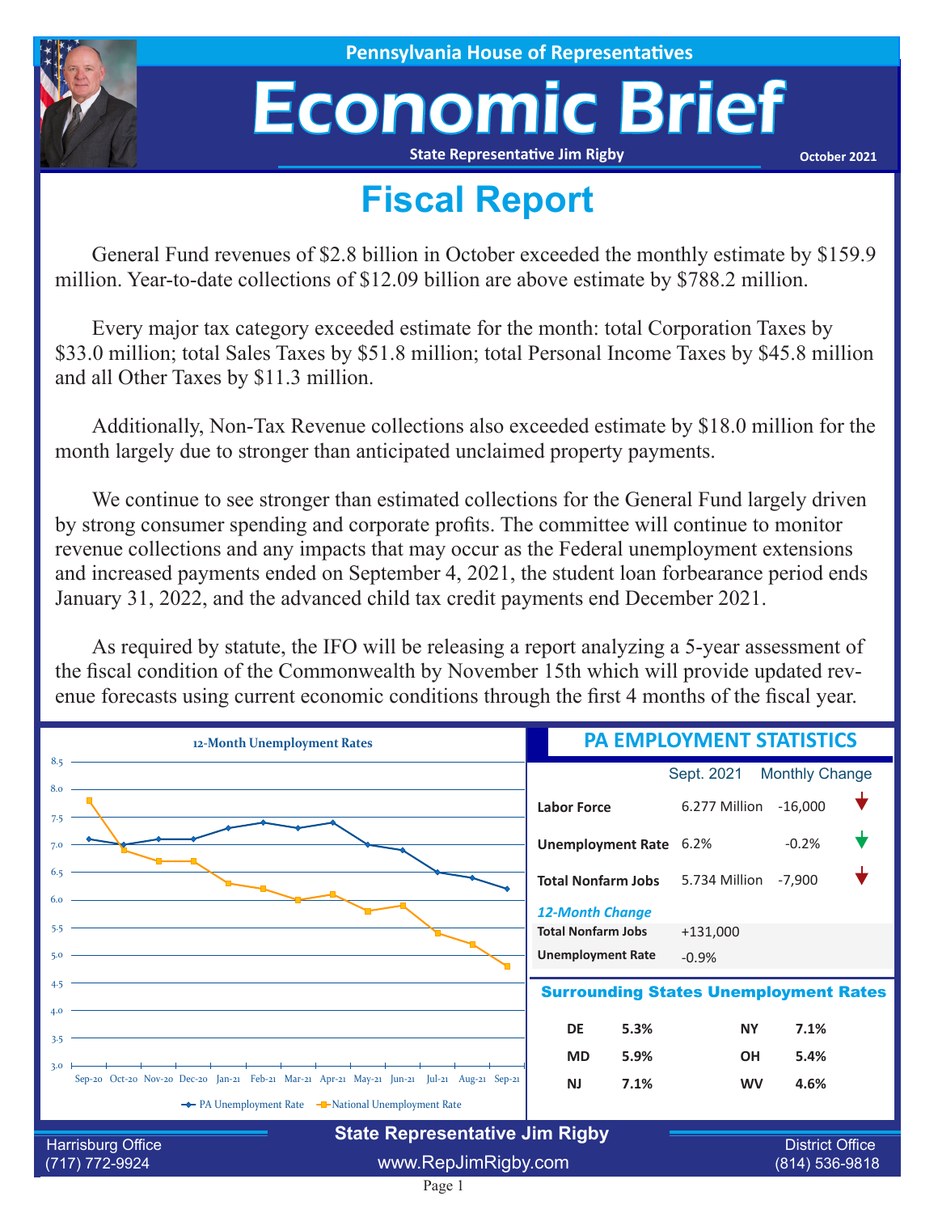Pennsylvania House of Representatives

# Economic Brief

State Representative Jim Rigby

October 2021

## Fiscal Report

General Fund revenues of $2.8 billion in October exceeded the monthly estimate by $159.9 million. Year-to-date collections of $12.09 billion are above estimate by $788.2 million.

Every major tax category exceeded estimate for the month: total Corporation Taxes by $33.0 million; total Sales Taxes by $51.8 million; total Personal Income Taxes by $45.8 million and all Other Taxes by $11.3 million.

Additionally, Non-Tax Revenue collections also exceeded estimate by $18.0 million for the month largely due to stronger than anticipated unclaimed property payments.

We continue to see stronger than estimated collections for the General Fund largely driven by strong consumer spending and corporate profits. The committee will continue to monitor revenue collections and any impacts that may occur as the Federal unemployment extensions and increased payments ended on September 4, 2021, the student loan forbearance period ends January 31, 2022, and the advanced child tax credit payments end December 2021.

As required by statute, the IFO will be releasing a report analyzing a 5-year assessment of the fiscal condition of the Commonwealth by November 15th which will provide updated revenue forecasts using current economic conditions through the first 4 months of the fiscal year.

### 12-Month Unemployment Rates

| Month | PA Unemployment Rate | National Unemployment Rate |
|---|---|---|
| Sep-20 | 7.1 | 7.8 |
| Oct-20 | 7.0 | 6.9 |
| Nov-20 | 7.1 | 6.7 |
| Dec-20 | 7.1 | 6.7 |
| Jan-21 | 7.3 | 6.3 |
| Feb-21 | 7.4 | 6.2 |
| Mar-21 | 7.3 | 6.0 |
| Apr-21 | 7.4 | 6.1 |
| May-21 | 7.0 | 5.8 |
| Jun-21 | 6.9 | 5.9 |
| Jul-21 | 6.5 | 5.4 |
| Aug-21 | 6.4 | 5.2 |
| Sep-21 | 6.2 | 4.8 |

### PA EMPLOYMENT STATISTICS

| | Sept. 2021 | Monthly Change |
|---|---|---|
| **Labor Force** | 6.277 Million | -16,000 |
| **Unemployment Rate** | 6.2% | -0.2% |
| **Total Nonfarm Jobs** | 5.734 Million | -7,900 |

*12-Month Change*

| | |
|---|---|
| **Total Nonfarm Jobs** | +131,000 |
| **Unemployment Rate** | -0.9% |

### Surrounding States Unemployment Rates

| State | Rate | State | Rate |
|---|---|---|---|
| DE | 5.3% | NY | 7.1% |
| MD | 5.9% | OH | 5.4% |
| NJ | 7.1% | WV | 4.6% |

Harrisburg Office (717) 772-9924 | State Representative Jim Rigby www.RepJimRigby.com | District Office (814) 536-9818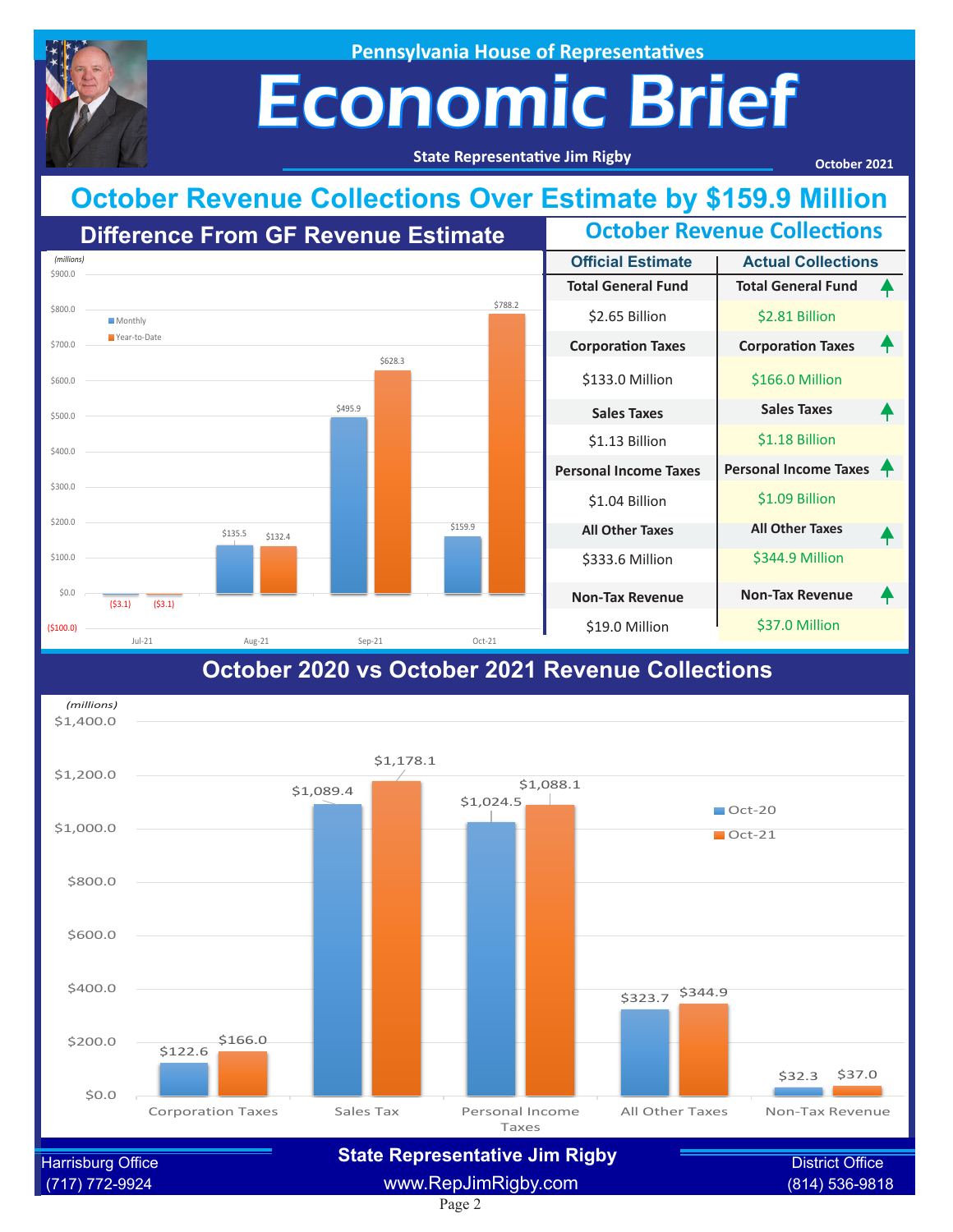Pennsylvania House of Representatives

# Economic Brief

State Representative Jim Rigby

October 2021

## October Revenue Collections Over Estimate by $159.9 Million

### Difference From GF Revenue Estimate

(millions)

$900.0
$800.0
$700.0
$600.0
$500.0
$400.0
$300.0
$200.0
$100.0
$0.0
($100.0)

Monthly
Year-to-Date

($3.1) ($3.1)
$135.5 $132.4
$495.9 $628.3
$159.9 $788.2

Jul-21 Aug-21 Sep-21 Oct-21

### October Revenue Collections

| Official Estimate | Actual Collections |
|---|---|
| **Total General Fund** | **Total General Fund** ▲ |
| $2.65 Billion | $2.81 Billion |
| **Corporation Taxes** | **Corporation Taxes** ▲ |
| $133.0 Million | $166.0 Million |
| **Sales Taxes** | **Sales Taxes** ▲ |
| $1.13 Billion | $1.18 Billion |
| **Personal Income Taxes** | **Personal Income Taxes** ▲ |
| $1.04 Billion | $1.09 Billion |
| **All Other Taxes** | **All Other Taxes** ▲ |
| $333.6 Million | $344.9 Million |
| **Non-Tax Revenue** | **Non-Tax Revenue** ▲ |
| $19.0 Million | $37.0 Million |

### October 2020 vs October 2021 Revenue Collections

(millions)

$1,400.0
$1,200.0
$1,000.0
$800.0
$600.0
$400.0
$200.0
$0.0

Oct-20
Oct-21

Corporation Taxes: $122.6 $166.0
Sales Tax: $1,089.4 $1,178.1
Personal Income Taxes: $1,024.5 $1,088.1
All Other Taxes: $323.7 $344.9
Non-Tax Revenue: $32.3 $37.0

Harrisburg Office
(717) 772-9924

**State Representative Jim Rigby**
www.RepJimRigby.com

District Office
(814) 536-9818